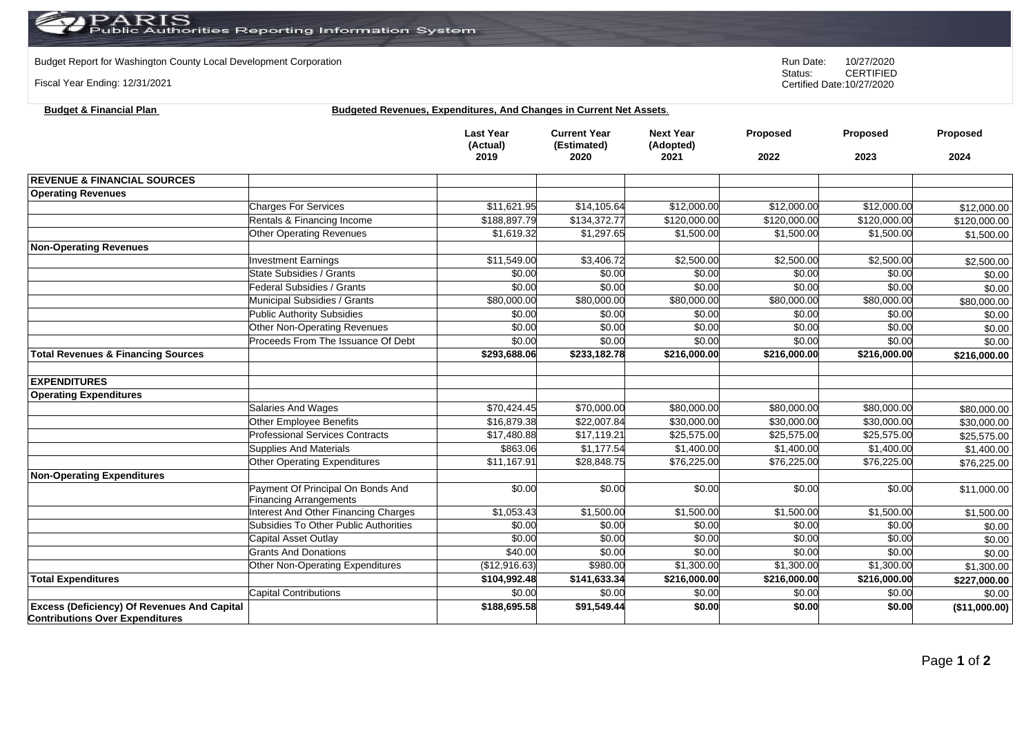# PARIS Public Authorities Reporting Information System

Budget Report for Washington County Local Development Corporation

Fiscal Year Ending: 12/31/2021

Run Date: 10/27/2020
Status: CERTIFIED
Certified Date: 10/27/2020

**Budget & Financial Plan** **Budgeted Revenues, Expenditures, And Changes in Current Net Assets.**

| | | Last Year (Actual) 2019 | Current Year (Estimated) 2020 | Next Year (Adopted) 2021 | Proposed 2022 | Proposed 2023 | Proposed 2024 |
|---|---|---|---|---|---|---|---|
| **REVENUE & FINANCIAL SOURCES** | | | | | | | |
| **Operating Revenues** | | | | | | | |
| | Charges For Services | $11,621.95 | $14,105.64 | $12,000.00 | $12,000.00 | $12,000.00 | $12,000.00 |
| | Rentals & Financing Income | $188,897.79 | $134,372.77 | $120,000.00 | $120,000.00 | $120,000.00 | $120,000.00 |
| | Other Operating Revenues | $1,619.32 | $1,297.65 | $1,500.00 | $1,500.00 | $1,500.00 | $1,500.00 |
| **Non-Operating Revenues** | | | | | | | |
| | Investment Earnings | $11,549.00 | $3,406.72 | $2,500.00 | $2,500.00 | $2,500.00 | $2,500.00 |
| | State Subsidies / Grants | $0.00 | $0.00 | $0.00 | $0.00 | $0.00 | $0.00 |
| | Federal Subsidies / Grants | $0.00 | $0.00 | $0.00 | $0.00 | $0.00 | $0.00 |
| | Municipal Subsidies / Grants | $80,000.00 | $80,000.00 | $80,000.00 | $80,000.00 | $80,000.00 | $80,000.00 |
| | Public Authority Subsidies | $0.00 | $0.00 | $0.00 | $0.00 | $0.00 | $0.00 |
| | Other Non-Operating Revenues | $0.00 | $0.00 | $0.00 | $0.00 | $0.00 | $0.00 |
| | Proceeds From The Issuance Of Debt | $0.00 | $0.00 | $0.00 | $0.00 | $0.00 | $0.00 |
| **Total Revenues & Financing Sources** | | **$293,688.06** | **$233,182.78** | **$216,000.00** | **$216,000.00** | **$216,000.00** | **$216,000.00** |
| | | | | | | | |
| **EXPENDITURES** | | | | | | | |
| **Operating Expenditures** | | | | | | | |
| | Salaries And Wages | $70,424.45 | $70,000.00 | $80,000.00 | $80,000.00 | $80,000.00 | $80,000.00 |
| | Other Employee Benefits | $16,879.38 | $22,007.84 | $30,000.00 | $30,000.00 | $30,000.00 | $30,000.00 |
| | Professional Services Contracts | $17,480.88 | $17,119.21 | $25,575.00 | $25,575.00 | $25,575.00 | $25,575.00 |
| | Supplies And Materials | $863.06 | $1,177.54 | $1,400.00 | $1,400.00 | $1,400.00 | $1,400.00 |
| | Other Operating Expenditures | $11,167.91 | $28,848.75 | $76,225.00 | $76,225.00 | $76,225.00 | $76,225.00 |
| **Non-Operating Expenditures** | | | | | | | |
| | Payment Of Principal On Bonds And Financing Arrangements | $0.00 | $0.00 | $0.00 | $0.00 | $0.00 | $11,000.00 |
| | Interest And Other Financing Charges | $1,053.43 | $1,500.00 | $1,500.00 | $1,500.00 | $1,500.00 | $1,500.00 |
| | Subsidies To Other Public Authorities | $0.00 | $0.00 | $0.00 | $0.00 | $0.00 | $0.00 |
| | Capital Asset Outlay | $0.00 | $0.00 | $0.00 | $0.00 | $0.00 | $0.00 |
| | Grants And Donations | $40.00 | $0.00 | $0.00 | $0.00 | $0.00 | $0.00 |
| | Other Non-Operating Expenditures | ($12,916.63) | $980.00 | $1,300.00 | $1,300.00 | $1,300.00 | $1,300.00 |
| **Total Expenditures** | | **$104,992.48** | **$141,633.34** | **$216,000.00** | **$216,000.00** | **$216,000.00** | **$227,000.00** |
| | Capital Contributions | $0.00 | $0.00 | $0.00 | $0.00 | $0.00 | $0.00 |
| **Excess (Deficiency) Of Revenues And Capital Contributions Over Expenditures** | | **$188,695.58** | **$91,549.44** | **$0.00** | **$0.00** | **$0.00** | **($11,000.00)** |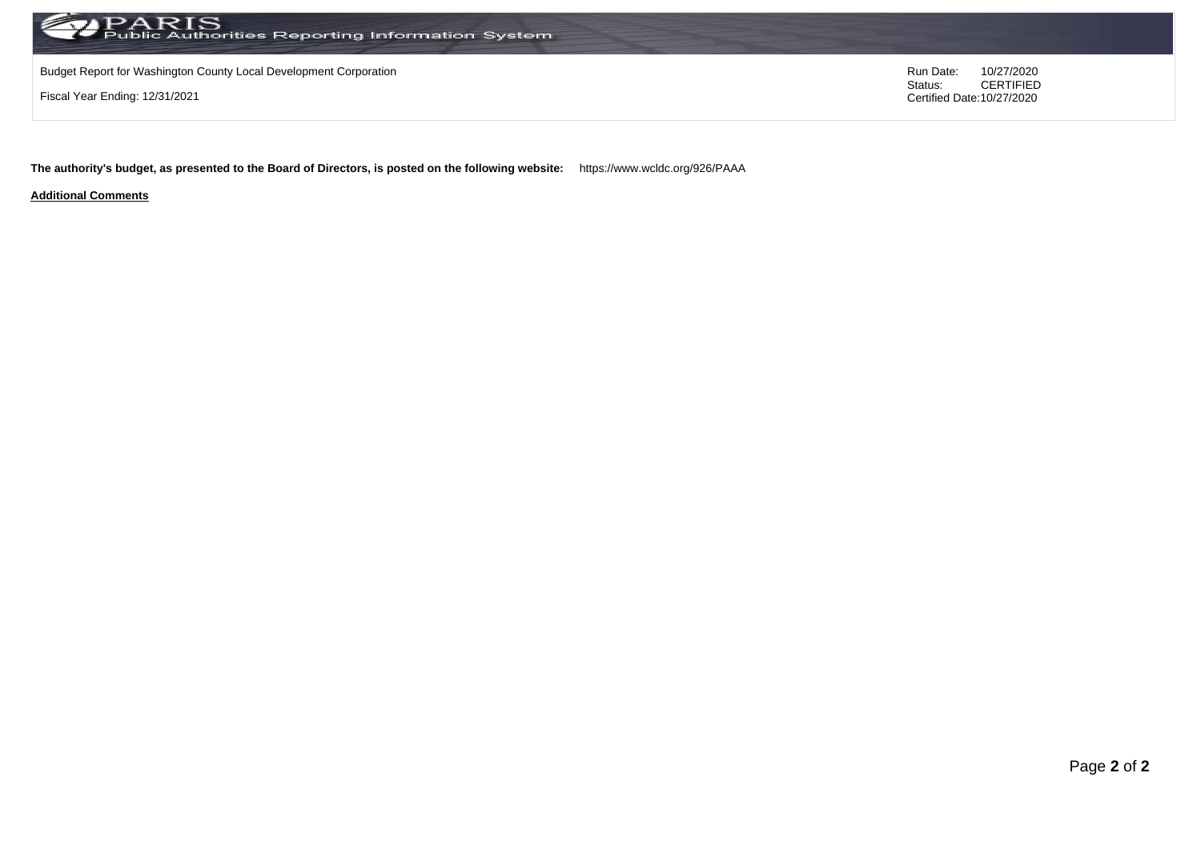Budget Report for Washington County Local Development Corporation

Fiscal Year Ending: 12/31/2021

Run Date: 10/27/2020
Status: CERTIFIED
Certified Date: 10/27/2020

**The authority's budget, as presented to the Board of Directors, is posted on the following website:** https://www.wcldc.org/926/PAAA

**Additional Comments**